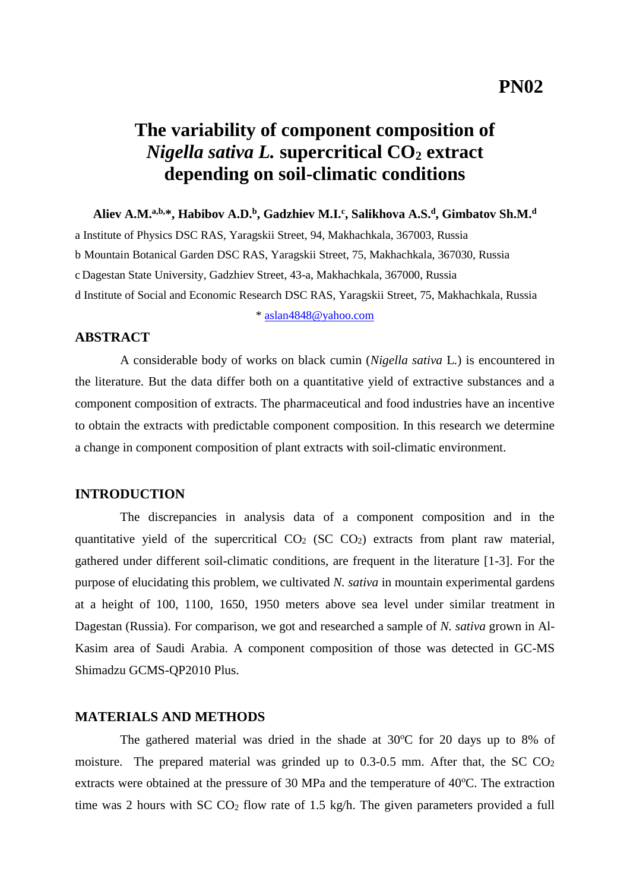PN02

# The variability of component composition of *Nigella sativa L.* supercritical $CO_2$ extract depending on soil-climatic conditions

**Aliev A.M.[a,b,*], Habibov A.D.[b], Gadzhiev M.I.[c], Salikhova A.S.[d], Gimbatov Sh.M.[d]**

a Institute of Physics DSC RAS, Yaragskii Street, 94, Makhachkala, 367003, Russia

b Mountain Botanical Garden DSC RAS, Yaragskii Street, 75, Makhachkala, 367030, Russia

c Dagestan State University, Gadzhiev Street, 43-a, Makhachkala, 367000, Russia

d Institute of Social and Economic Research DSC RAS, Yaragskii Street, 75, Makhachkala, Russia

\* aslan4848@yahoo.com

## ABSTRACT

A considerable body of works on black cumin (*Nigella sativa* L.) is encountered in the literature. But the data differ both on a quantitative yield of extractive substances and a component composition of extracts. The pharmaceutical and food industries have an incentive to obtain the extracts with predictable component composition. In this research we determine a change in component composition of plant extracts with soil-climatic environment.

## INTRODUCTION

The discrepancies in analysis data of a component composition and in the quantitative yield of the supercritical $CO_2$ (SC $CO_2$) extracts from plant raw material, gathered under different soil-climatic conditions, are frequent in the literature [1-3]. For the purpose of elucidating this problem, we cultivated *N. sativa* in mountain experimental gardens at a height of 100, 1100, 1650, 1950 meters above sea level under similar treatment in Dagestan (Russia). For comparison, we got and researched a sample of *N. sativa* grown in Al-Kasim area of Saudi Arabia. A component composition of those was detected in GC-MS Shimadzu GCMS-QP2010 Plus.

## MATERIALS AND METHODS

The gathered material was dried in the shade at 30°C for 20 days up to 8% of moisture. The prepared material was grinded up to 0.3-0.5 mm. After that, the SC $CO_2$ extracts were obtained at the pressure of 30 MPa and the temperature of 40°C. The extraction time was 2 hours with SC $CO_2$ flow rate of 1.5 kg/h. The given parameters provided a full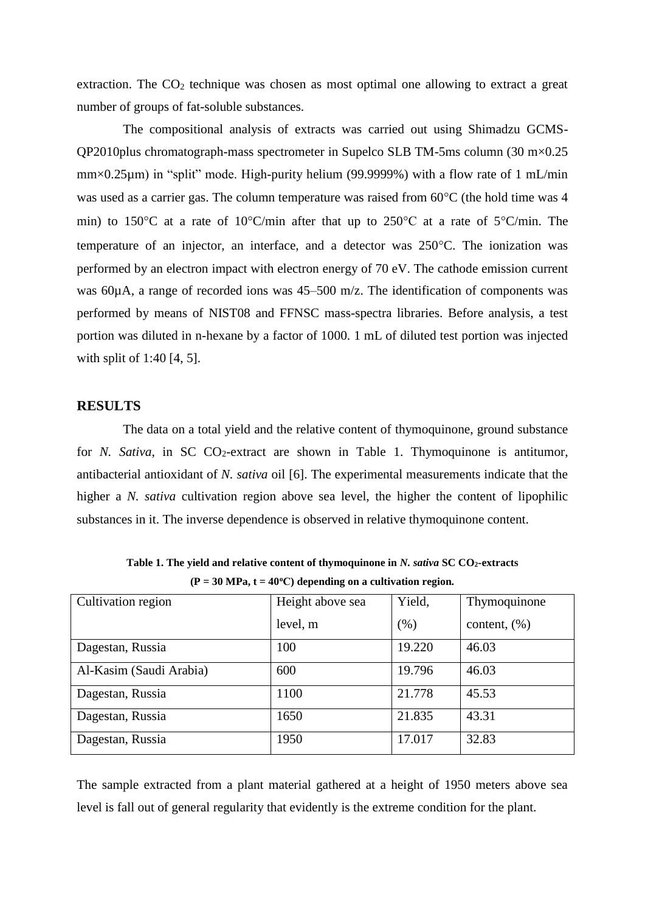extraction. The $CO_2$ technique was chosen as most optimal one allowing to extract a great number of groups of fat-soluble substances.

The compositional analysis of extracts was carried out using Shimadzu GCMS-QP2010plus chromatograph-mass spectrometer in Supelco SLB TM-5ms column (30 m×0.25 mm×0.25µm) in "split" mode. High-purity helium (99.9999%) with a flow rate of 1 mL/min was used as a carrier gas. The column temperature was raised from 60°C (the hold time was 4 min) to 150°C at a rate of 10°C/min after that up to 250°C at a rate of 5°C/min. The temperature of an injector, an interface, and a detector was 250°C. The ionization was performed by an electron impact with electron energy of 70 eV. The cathode emission current was 60µA, a range of recorded ions was 45–500 m/z. The identification of components was performed by means of NIST08 and FFNSC mass-spectra libraries. Before analysis, a test portion was diluted in n-hexane by a factor of 1000. 1 mL of diluted test portion was injected with split of 1:40 [4, 5].

## RESULTS

The data on a total yield and the relative content of thymoquinone, ground substance for *N. Sativa*, in SC $CO_2$-extract are shown in Table 1. Thymoquinone is antitumor, antibacterial antioxidant of *N. sativa* oil [6]. The experimental measurements indicate that the higher a *N. sativa* cultivation region above sea level, the higher the content of lipophilic substances in it. The inverse dependence is observed in relative thymoquinone content.

**Table 1. The yield and relative content of thymoquinone in *N. sativa* SC $CO_2$-extracts (P = 30 MPa, t = 40°C) depending on a cultivation region.**

| Cultivation region | Height above sea level, m | Yield, (%) | Thymoquinone content, (%) |
|---|---|---|---|
| Dagestan, Russia | 100 | 19.220 | 46.03 |
| Al-Kasim (Saudi Arabia) | 600 | 19.796 | 46.03 |
| Dagestan, Russia | 1100 | 21.778 | 45.53 |
| Dagestan, Russia | 1650 | 21.835 | 43.31 |
| Dagestan, Russia | 1950 | 17.017 | 32.83 |

The sample extracted from a plant material gathered at a height of 1950 meters above sea level is fall out of general regularity that evidently is the extreme condition for the plant.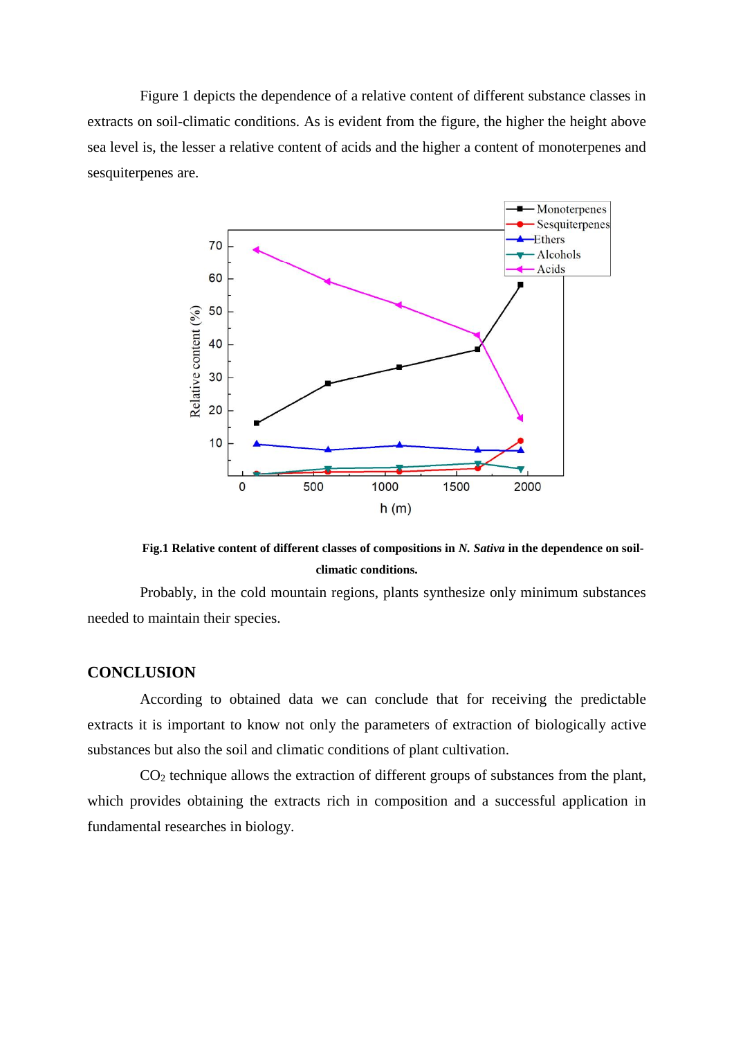Figure 1 depicts the dependence of a relative content of different substance classes in extracts on soil-climatic conditions. As is evident from the figure, the higher the height above sea level is, the lesser a relative content of acids and the higher a content of monoterpenes and sesquiterpenes are.

**Fig.1 Relative content of different classes of compositions in *N. Sativa* in the dependence on soil-climatic conditions.**

Probably, in the cold mountain regions, plants synthesize only minimum substances needed to maintain their species.

## CONCLUSION

According to obtained data we can conclude that for receiving the predictable extracts it is important to know not only the parameters of extraction of biologically active substances but also the soil and climatic conditions of plant cultivation.

$CO_2$ technique allows the extraction of different groups of substances from the plant, which provides obtaining the extracts rich in composition and a successful application in fundamental researches in biology.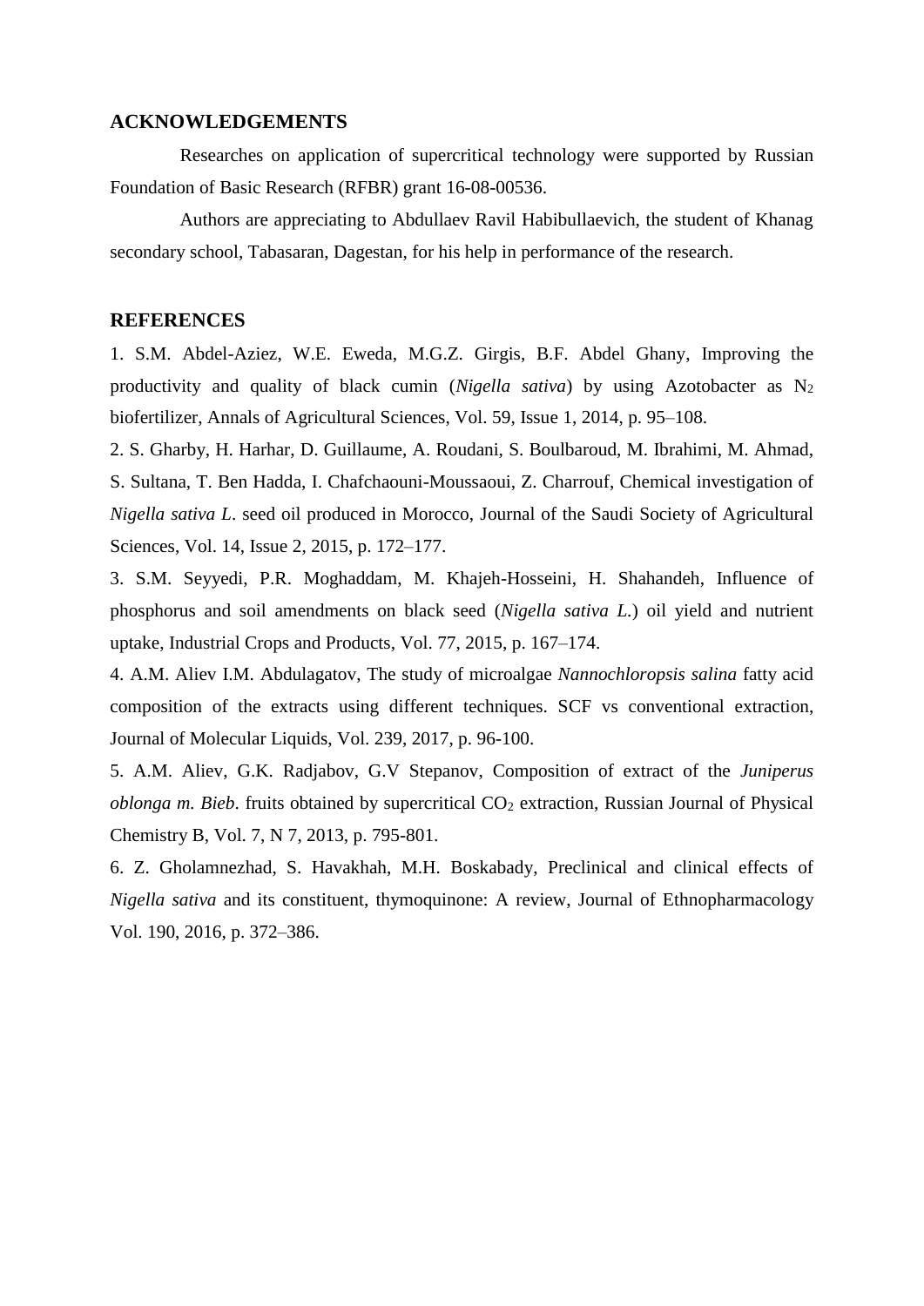## ACKNOWLEDGEMENTS

Researches on application of supercritical technology were supported by Russian Foundation of Basic Research (RFBR) grant 16-08-00536.

Authors are appreciating to Abdullaev Ravil Habibullaevich, the student of Khanag secondary school, Tabasaran, Dagestan, for his help in performance of the research.

## REFERENCES

1. S.M. Abdel-Aziez, W.E. Eweda, M.G.Z. Girgis, B.F. Abdel Ghany, Improving the productivity and quality of black cumin (*Nigella sativa*) by using Azotobacter as $N_2$ biofertilizer, Annals of Agricultural Sciences, Vol. 59, Issue 1, 2014, p. 95–108.

2. S. Gharby, H. Harhar, D. Guillaume, A. Roudani, S. Boulbaroud, M. Ibrahimi, M. Ahmad, S. Sultana, T. Ben Hadda, I. Chafchaouni-Moussaoui, Z. Charrouf, Chemical investigation of *Nigella sativa L*. seed oil produced in Morocco, Journal of the Saudi Society of Agricultural Sciences, Vol. 14, Issue 2, 2015, p. 172–177.

3. S.M. Seyyedi, P.R. Moghaddam, M. Khajeh-Hosseini, H. Shahandeh, Influence of phosphorus and soil amendments on black seed (*Nigella sativa L.*) oil yield and nutrient uptake, Industrial Crops and Products, Vol. 77, 2015, p. 167–174.

4. A.M. Aliev I.M. Abdulagatov, The study of microalgae *Nannochloropsis salina* fatty acid composition of the extracts using different techniques. SCF vs conventional extraction, Journal of Molecular Liquids, Vol. 239, 2017, p. 96-100.

5. A.M. Aliev, G.K. Radjabov, G.V Stepanov, Composition of extract of the *Juniperus oblonga m. Bieb*. fruits obtained by supercritical $CO_2$ extraction, Russian Journal of Physical Chemistry B, Vol. 7, N 7, 2013, p. 795-801.

6. Z. Gholamnezhad, S. Havakhah, M.H. Boskabady, Preclinical and clinical effects of *Nigella sativa* and its constituent, thymoquinone: A review, Journal of Ethnopharmacology Vol. 190, 2016, p. 372–386.